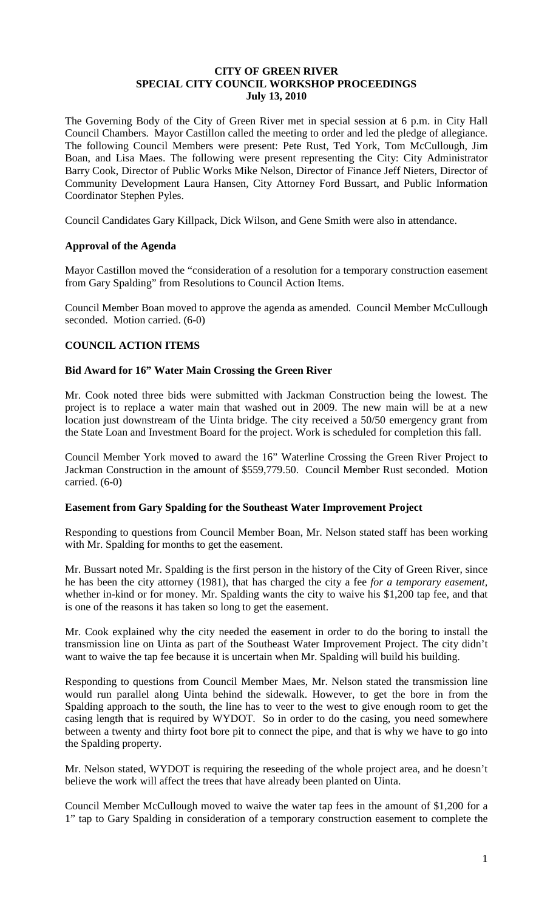# CITY OF GREEN RIVER
## SPECIAL CITY COUNCIL WORKSHOP PROCEEDINGS
### July 13, 2010

The Governing Body of the City of Green River met in special session at 6 p.m. in City Hall Council Chambers. Mayor Castillon called the meeting to order and led the pledge of allegiance. The following Council Members were present: Pete Rust, Ted York, Tom McCullough, Jim Boan, and Lisa Maes. The following were present representing the City: City Administrator Barry Cook, Director of Public Works Mike Nelson, Director of Finance Jeff Nieters, Director of Community Development Laura Hansen, City Attorney Ford Bussart, and Public Information Coordinator Stephen Pyles.

Council Candidates Gary Killpack, Dick Wilson, and Gene Smith were also in attendance.

**Approval of the Agenda**

Mayor Castillon moved the "consideration of a resolution for a temporary construction easement from Gary Spalding" from Resolutions to Council Action Items.

Council Member Boan moved to approve the agenda as amended. Council Member McCullough seconded. Motion carried. (6-0)

**COUNCIL ACTION ITEMS**

**Bid Award for 16" Water Main Crossing the Green River**

Mr. Cook noted three bids were submitted with Jackman Construction being the lowest. The project is to replace a water main that washed out in 2009. The new main will be at a new location just downstream of the Uinta bridge. The city received a 50/50 emergency grant from the State Loan and Investment Board for the project. Work is scheduled for completion this fall.

Council Member York moved to award the 16" Waterline Crossing the Green River Project to Jackman Construction in the amount of $559,779.50. Council Member Rust seconded. Motion carried. (6-0)

**Easement from Gary Spalding for the Southeast Water Improvement Project**

Responding to questions from Council Member Boan, Mr. Nelson stated staff has been working with Mr. Spalding for months to get the easement.

Mr. Bussart noted Mr. Spalding is the first person in the history of the City of Green River, since he has been the city attorney (1981), that has charged the city a fee *for a temporary easement,* whether in-kind or for money. Mr. Spalding wants the city to waive his $1,200 tap fee, and that is one of the reasons it has taken so long to get the easement.

Mr. Cook explained why the city needed the easement in order to do the boring to install the transmission line on Uinta as part of the Southeast Water Improvement Project. The city didn't want to waive the tap fee because it is uncertain when Mr. Spalding will build his building.

Responding to questions from Council Member Maes, Mr. Nelson stated the transmission line would run parallel along Uinta behind the sidewalk. However, to get the bore in from the Spalding approach to the south, the line has to veer to the west to give enough room to get the casing length that is required by WYDOT. So in order to do the casing, you need somewhere between a twenty and thirty foot bore pit to connect the pipe, and that is why we have to go into the Spalding property.

Mr. Nelson stated, WYDOT is requiring the reseeding of the whole project area, and he doesn't believe the work will affect the trees that have already been planted on Uinta.

Council Member McCullough moved to waive the water tap fees in the amount of $1,200 for a 1" tap to Gary Spalding in consideration of a temporary construction easement to complete the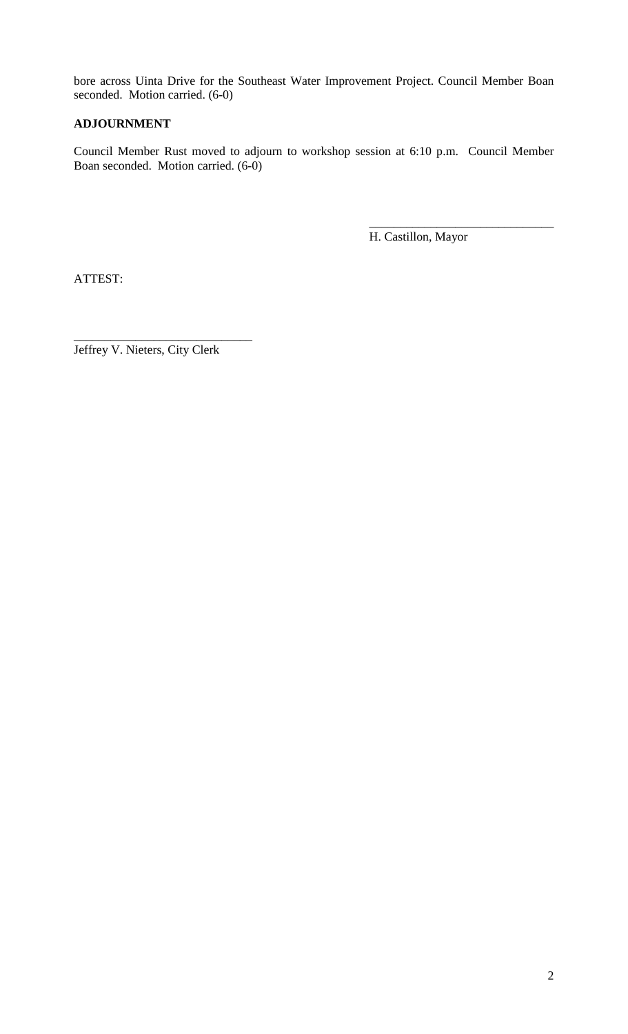bore across Uinta Drive for the Southeast Water Improvement Project. Council Member Boan seconded. Motion carried. (6-0)

**ADJOURNMENT**

Council Member Rust moved to adjourn to workshop session at 6:10 p.m. Council Member Boan seconded. Motion carried. (6-0)

\_\_\_\_\_\_\_\_\_\_\_\_\_\_\_\_\_\_\_\_\_\_\_\_\_\_\_\_\_\_
H. Castillon, Mayor

ATTEST:

\_\_\_\_\_\_\_\_\_\_\_\_\_\_\_\_\_\_\_\_\_\_\_\_\_\_\_\_\_\_
Jeffrey V. Nieters, City Clerk